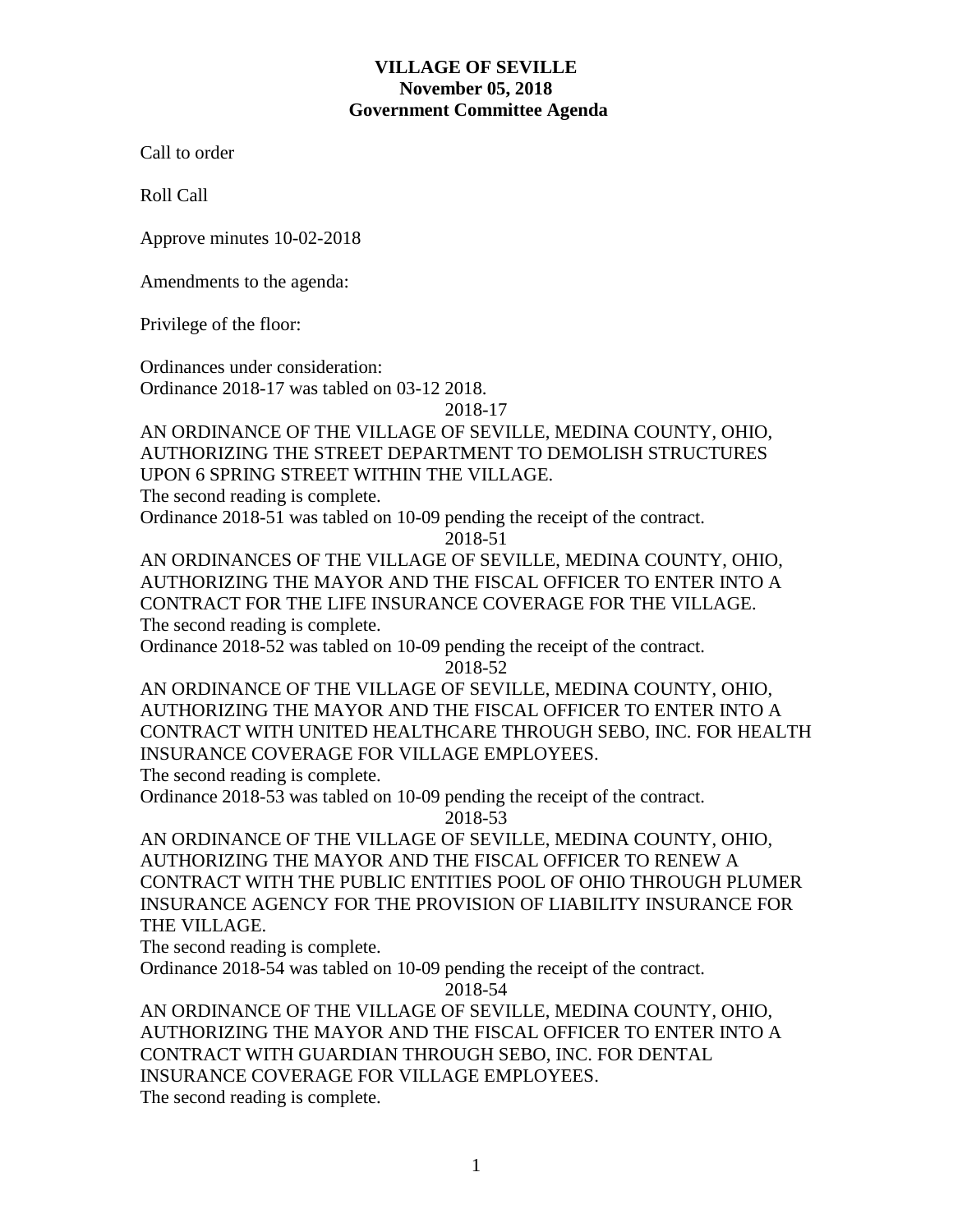# VILLAGE OF SEVILLE
## November 05, 2018
## Government Committee Agenda

Call to order

Roll Call

Approve minutes 10-02-2018

Amendments to the agenda:

Privilege of the floor:

Ordinances under consideration:
Ordinance 2018-17 was tabled on 03-12 2018.

2018-17

AN ORDINANCE OF THE VILLAGE OF SEVILLE, MEDINA COUNTY, OHIO, AUTHORIZING THE STREET DEPARTMENT TO DEMOLISH STRUCTURES UPON 6 SPRING STREET WITHIN THE VILLAGE.
The second reading is complete.

Ordinance 2018-51 was tabled on 10-09 pending the receipt of the contract.

2018-51

AN ORDINANCES OF THE VILLAGE OF SEVILLE, MEDINA COUNTY, OHIO, AUTHORIZING THE MAYOR AND THE FISCAL OFFICER TO ENTER INTO A CONTRACT FOR THE LIFE INSURANCE COVERAGE FOR THE VILLAGE.
The second reading is complete.

Ordinance 2018-52 was tabled on 10-09 pending the receipt of the contract.

2018-52

AN ORDINANCE OF THE VILLAGE OF SEVILLE, MEDINA COUNTY, OHIO, AUTHORIZING THE MAYOR AND THE FISCAL OFFICER TO ENTER INTO A CONTRACT WITH UNITED HEALTHCARE THROUGH SEBO, INC. FOR HEALTH INSURANCE COVERAGE FOR VILLAGE EMPLOYEES.
The second reading is complete.

Ordinance 2018-53 was tabled on 10-09 pending the receipt of the contract.

2018-53

AN ORDINANCE OF THE VILLAGE OF SEVILLE, MEDINA COUNTY, OHIO, AUTHORIZING THE MAYOR AND THE FISCAL OFFICER TO RENEW A CONTRACT WITH THE PUBLIC ENTITIES POOL OF OHIO THROUGH PLUMER INSURANCE AGENCY FOR THE PROVISION OF LIABILITY INSURANCE FOR THE VILLAGE.
The second reading is complete.

Ordinance 2018-54 was tabled on 10-09 pending the receipt of the contract.

2018-54

AN ORDINANCE OF THE VILLAGE OF SEVILLE, MEDINA COUNTY, OHIO, AUTHORIZING THE MAYOR AND THE FISCAL OFFICER TO ENTER INTO A CONTRACT WITH GUARDIAN THROUGH SEBO, INC. FOR DENTAL INSURANCE COVERAGE FOR VILLAGE EMPLOYEES.
The second reading is complete.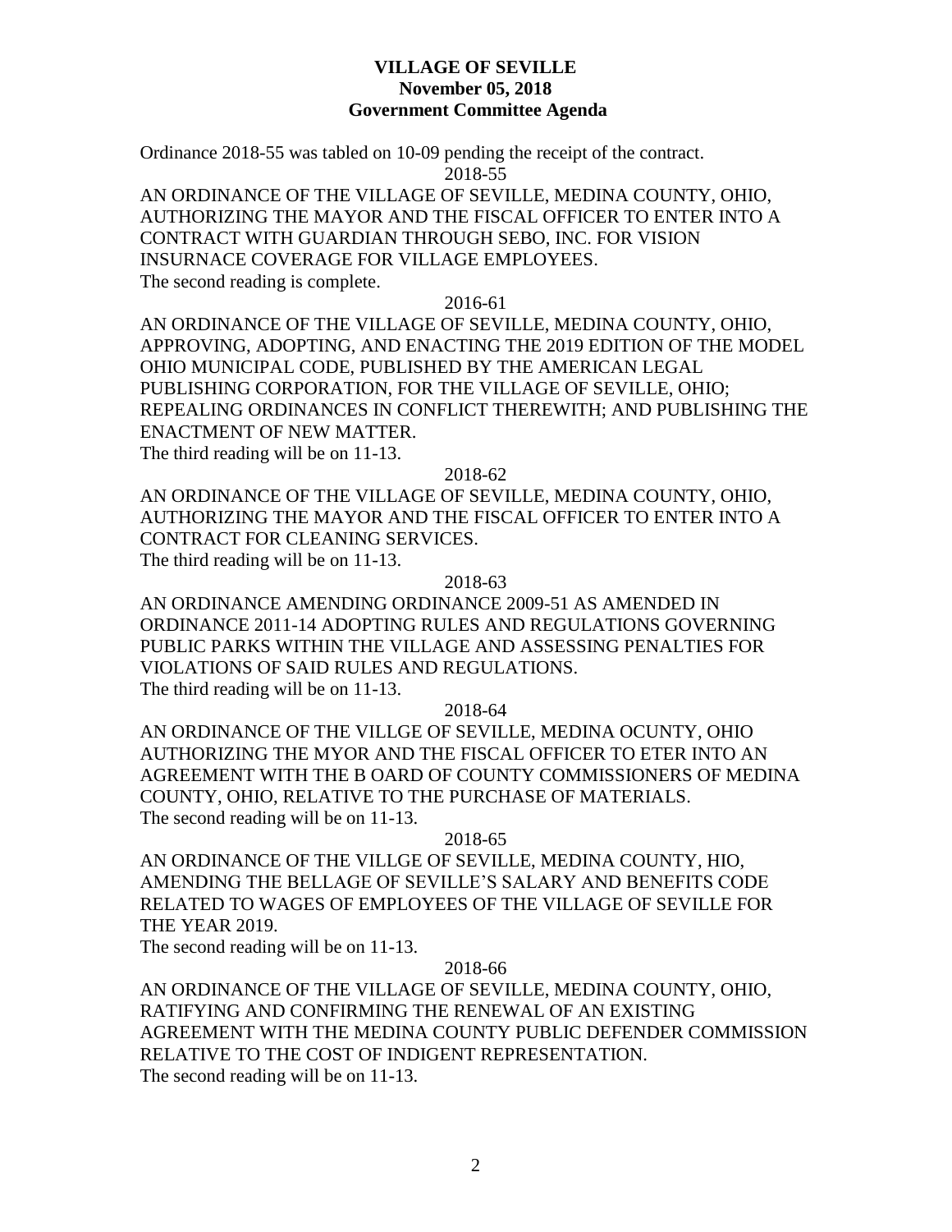**VILLAGE OF SEVILLE**
**November 05, 2018**
**Government Committee Agenda**

Ordinance 2018-55 was tabled on 10-09 pending the receipt of the contract.

2018-55

AN ORDINANCE OF THE VILLAGE OF SEVILLE, MEDINA COUNTY, OHIO, AUTHORIZING THE MAYOR AND THE FISCAL OFFICER TO ENTER INTO A CONTRACT WITH GUARDIAN THROUGH SEBO, INC. FOR VISION INSURNACE COVERAGE FOR VILLAGE EMPLOYEES.

The second reading is complete.

2016-61

AN ORDINANCE OF THE VILLAGE OF SEVILLE, MEDINA COUNTY, OHIO, APPROVING, ADOPTING, AND ENACTING THE 2019 EDITION OF THE MODEL OHIO MUNICIPAL CODE, PUBLISHED BY THE AMERICAN LEGAL PUBLISHING CORPORATION, FOR THE VILLAGE OF SEVILLE, OHIO; REPEALING ORDINANCES IN CONFLICT THEREWITH; AND PUBLISHING THE ENACTMENT OF NEW MATTER.

The third reading will be on 11-13.

2018-62

AN ORDINANCE OF THE VILLAGE OF SEVILLE, MEDINA COUNTY, OHIO, AUTHORIZING THE MAYOR AND THE FISCAL OFFICER TO ENTER INTO A CONTRACT FOR CLEANING SERVICES.

The third reading will be on 11-13.

2018-63

AN ORDINANCE AMENDING ORDINANCE 2009-51 AS AMENDED IN ORDINANCE 2011-14 ADOPTING RULES AND REGULATIONS GOVERNING PUBLIC PARKS WITHIN THE VILLAGE AND ASSESSING PENALTIES FOR VIOLATIONS OF SAID RULES AND REGULATIONS.

The third reading will be on 11-13.

2018-64

AN ORDINANCE OF THE VILLGE OF SEVILLE, MEDINA OCUNTY, OHIO AUTHORIZING THE MYOR AND THE FISCAL OFFICER TO ETER INTO AN AGREEMENT WITH THE B OARD OF COUNTY COMMISSIONERS OF MEDINA COUNTY, OHIO, RELATIVE TO THE PURCHASE OF MATERIALS.

The second reading will be on 11-13.

2018-65

AN ORDINANCE OF THE VILLGE OF SEVILLE, MEDINA COUNTY, HIO, AMENDING THE BELLAGE OF SEVILLE'S SALARY AND BENEFITS CODE RELATED TO WAGES OF EMPLOYEES OF THE VILLAGE OF SEVILLE FOR THE YEAR 2019.

The second reading will be on 11-13.

2018-66

AN ORDINANCE OF THE VILLAGE OF SEVILLE, MEDINA COUNTY, OHIO, RATIFYING AND CONFIRMING THE RENEWAL OF AN EXISTING AGREEMENT WITH THE MEDINA COUNTY PUBLIC DEFENDER COMMISSION RELATIVE TO THE COST OF INDIGENT REPRESENTATION.

The second reading will be on 11-13.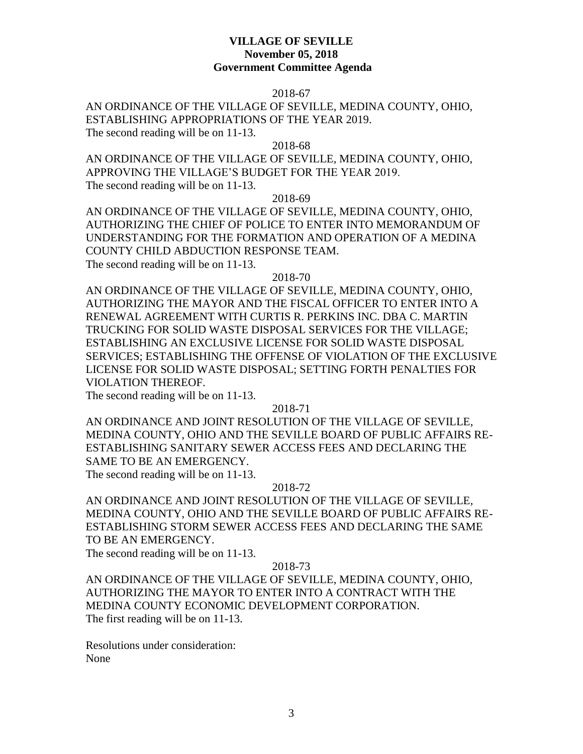**VILLAGE OF SEVILLE**
**November 05, 2018**
**Government Committee Agenda**

2018-67

AN ORDINANCE OF THE VILLAGE OF SEVILLE, MEDINA COUNTY, OHIO, ESTABLISHING APPROPRIATIONS OF THE YEAR 2019.
The second reading will be on 11-13.

2018-68

AN ORDINANCE OF THE VILLAGE OF SEVILLE, MEDINA COUNTY, OHIO, APPROVING THE VILLAGE'S BUDGET FOR THE YEAR 2019.
The second reading will be on 11-13.

2018-69

AN ORDINANCE OF THE VILLAGE OF SEVILLE, MEDINA COUNTY, OHIO, AUTHORIZING THE CHIEF OF POLICE TO ENTER INTO MEMORANDUM OF UNDERSTANDING FOR THE FORMATION AND OPERATION OF A MEDINA COUNTY CHILD ABDUCTION RESPONSE TEAM.
The second reading will be on 11-13.

2018-70

AN ORDINANCE OF THE VILLAGE OF SEVILLE, MEDINA COUNTY, OHIO, AUTHORIZING THE MAYOR AND THE FISCAL OFFICER TO ENTER INTO A RENEWAL AGREEMENT WITH CURTIS R. PERKINS INC. DBA C. MARTIN TRUCKING FOR SOLID WASTE DISPOSAL SERVICES FOR THE VILLAGE; ESTABLISHING AN EXCLUSIVE LICENSE FOR SOLID WASTE DISPOSAL SERVICES; ESTABLISHING THE OFFENSE OF VIOLATION OF THE EXCLUSIVE LICENSE FOR SOLID WASTE DISPOSAL; SETTING FORTH PENALTIES FOR VIOLATION THEREOF.
The second reading will be on 11-13.

2018-71

AN ORDINANCE AND JOINT RESOLUTION OF THE VILLAGE OF SEVILLE, MEDINA COUNTY, OHIO AND THE SEVILLE BOARD OF PUBLIC AFFAIRS RE-ESTABLISHING SANITARY SEWER ACCESS FEES AND DECLARING THE SAME TO BE AN EMERGENCY.
The second reading will be on 11-13.

2018-72

AN ORDINANCE AND JOINT RESOLUTION OF THE VILLAGE OF SEVILLE, MEDINA COUNTY, OHIO AND THE SEVILLE BOARD OF PUBLIC AFFAIRS RE-ESTABLISHING STORM SEWER ACCESS FEES AND DECLARING THE SAME TO BE AN EMERGENCY.
The second reading will be on 11-13.

2018-73

AN ORDINANCE OF THE VILLAGE OF SEVILLE, MEDINA COUNTY, OHIO, AUTHORIZING THE MAYOR TO ENTER INTO A CONTRACT WITH THE MEDINA COUNTY ECONOMIC DEVELOPMENT CORPORATION.
The first reading will be on 11-13.

Resolutions under consideration:
None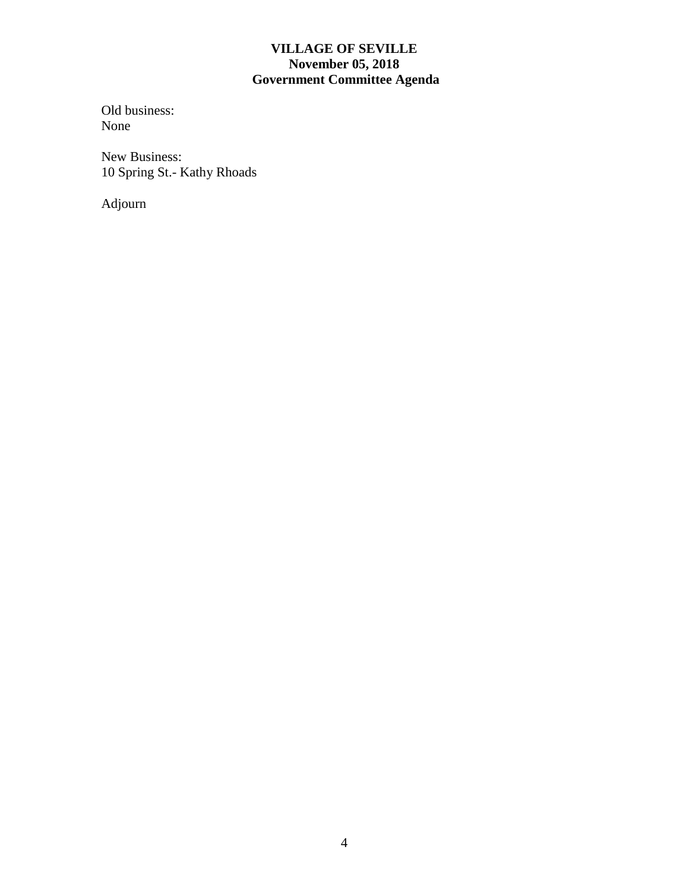**VILLAGE OF SEVILLE**
**November 05, 2018**
**Government Committee Agenda**

Old business:
None

New Business:
10 Spring St.- Kathy Rhoads

Adjourn